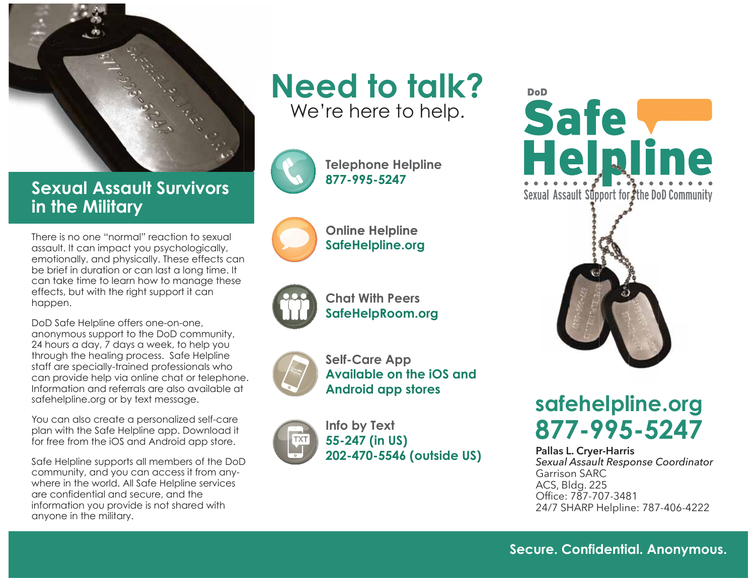## Sexual Assault Survivors in the Military

There is no one "normal" reaction to sexual assault. It can impact you psychologically, emotionally, and physically. These effects can be brief in duration or can last a long time. It can take time to learn how to manage these effects, but with the right support it can happen.

DoD Safe Helpline offers one-on-one, anonymous support to the DoD community, 24 hours a day, 7 days a week, to help you through the healing process. Safe Helpline staff are specially-trained professionals who can provide help via online chat or telephone. Information and referrals are also available at safehelpline.org or by text message.

You can also create a personalized self-care plan with the Safe Helpline app. Download it for free from the iOS and Android app store.

Safe Helpline supports all members of the DoD community, and you can access it from anywhere in the world. All Safe Helpline services are confidential and secure, and the information you provide is not shared with anyone in the military.

# Need to talk?

We're here to help.

**Telephone Helpline**
**877-995-5247**

**Online Helpline**
**SafeHelpline.org**

**Chat With Peers**
**SafeHelpRoom.org**

**Self-Care App**
**Available on the iOS and Android app stores**

**Info by Text**
**55-247 (in US)**
**202-470-5546 (outside US)**

DoD

# Safe Helpline

Sexual Assault Support for the DoD Community

**safehelpline.org**
**877-995-5247**

**Pallas L. Cryer-Harris**
*Sexual Assault Response Coordinator*
Garrison SARC
ACS, Bldg. 225
Office: 787-707-3481
24/7 SHARP Helpline: 787-406-4222

**Secure. Confidential. Anonymous.**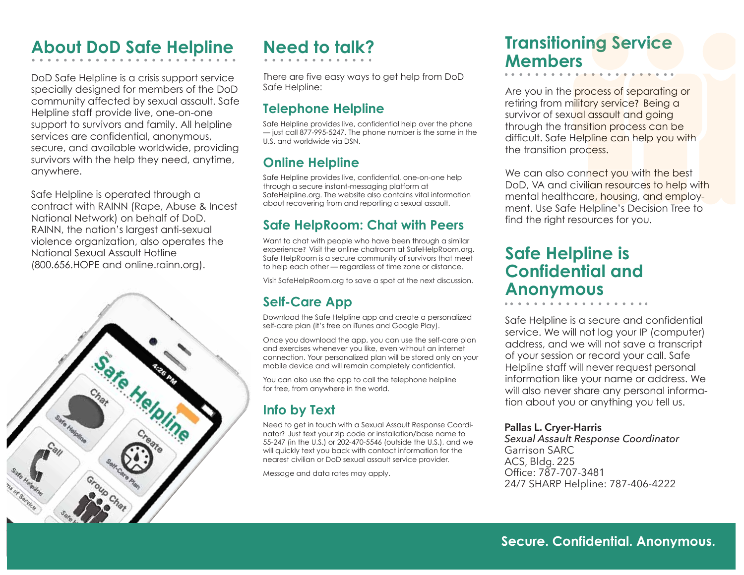## About DoD Safe Helpline

DoD Safe Helpline is a crisis support service specially designed for members of the DoD community affected by sexual assault. Safe Helpline staff provide live, one-on-one support to survivors and family. All helpline services are confidential, anonymous, secure, and available worldwide, providing survivors with the help they need, anytime, anywhere.

Safe Helpline is operated through a contract with RAINN (Rape, Abuse & Incest National Network) on behalf of DoD. RAINN, the nation's largest anti-sexual violence organization, also operates the National Sexual Assault Hotline (800.656.HOPE and online.rainn.org).

## Need to talk?

There are five easy ways to get help from DoD Safe Helpline:

### Telephone Helpline

Safe Helpline provides live, confidential help over the phone — just call 877-995-5247. The phone number is the same in the U.S. and worldwide via DSN.

### Online Helpline

Safe Helpline provides live, confidential, one-on-one help through a secure instant-messaging platform at SafeHelpline.org. The website also contains vital information about recovering from and reporting a sexual assault.

### Safe HelpRoom: Chat with Peers

Want to chat with people who have been through a similar experience? Visit the online chatroom at SafeHelpRoom.org. Safe HelpRoom is a secure community of survivors that meet to help each other — regardless of time zone or distance.

Visit SafeHelpRoom.org to save a spot at the next discussion.

### Self-Care App

Download the Safe Helpline app and create a personalized self-care plan (it's free on iTunes and Google Play).

Once you download the app, you can use the self-care plan and exercises whenever you like, even without an internet connection. Your personalized plan will be stored only on your mobile device and will remain completely confidential.

You can also use the app to call the telephone helpline for free, from anywhere in the world.

### Info by Text

Need to get in touch with a Sexual Assault Response Coordinator? Just text your zip code or installation/base name to 55-247 (in the U.S.) or 202-470-5546 (outside the U.S.), and we will quickly text you back with contact information for the nearest civilian or DoD sexual assault service provider.

Message and data rates may apply.

## Transitioning Service Members

Are you in the process of separating or retiring from military service? Being a survivor of sexual assault and going through the transition process can be difficult. Safe Helpline can help you with the transition process.

We can also connect you with the best DoD, VA and civilian resources to help with mental healthcare, housing, and employment. Use Safe Helpline's Decision Tree to find the right resources for you.

## Safe Helpline is Confidential and Anonymous

Safe Helpline is a secure and confidential service. We will not log your IP (computer) address, and we will not save a transcript of your session or record your call. Safe Helpline staff will never request personal information like your name or address. We will also never share any personal information about you or anything you tell us.

**Pallas L. Cryer-Harris**
*Sexual Assault Response Coordinator*
Garrison SARC
ACS, Bldg. 225
Office: 787-707-3481
24/7 SHARP Helpline: 787-406-4222

**Secure. Confidential. Anonymous.**